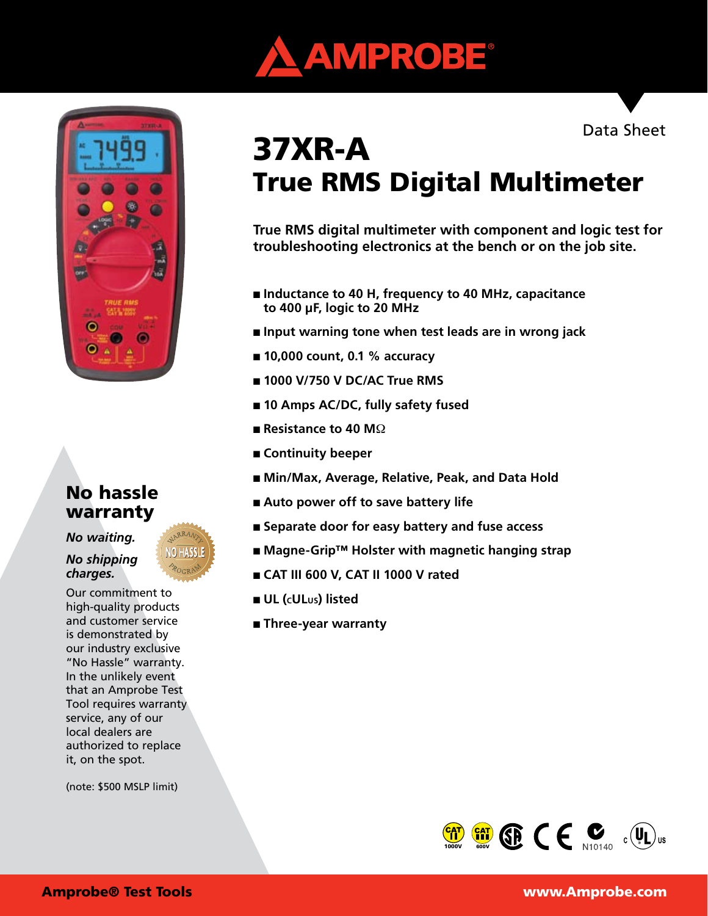Data Sheet

# 37XR-A
# True RMS Digital Multimeter

**True RMS digital multimeter with component and logic test for troubleshooting electronics at the bench or on the job site.**

- **Inductance to 40 H, frequency to 40 MHz, capacitance to 400 µF, logic to 20 MHz**
- **Input warning tone when test leads are in wrong jack**
- **10,000 count, 0.1 % accuracy**
- **1000 V/750 V DC/AC True RMS**
- **10 Amps AC/DC, fully safety fused**
- **Resistance to 40 MΩ**
- **Continuity beeper**
- **Min/Max, Average, Relative, Peak, and Data Hold**
- **Auto power off to save battery life**
- **Separate door for easy battery and fuse access**
- **Magne-Grip™ Holster with magnetic hanging strap**
- **CAT III 600 V, CAT II 1000 V rated**
- **UL (cULus) listed**
- **Three-year warranty**

## No hassle warranty

***No waiting.***

***No shipping charges.***

Our commitment to high-quality products and customer service is demonstrated by our industry exclusive "No Hassle" warranty. In the unlikely event that an Amprobe Test Tool requires warranty service, any of our local dealers are authorized to replace it, on the spot.

(note: $500 MSLP limit)

N10140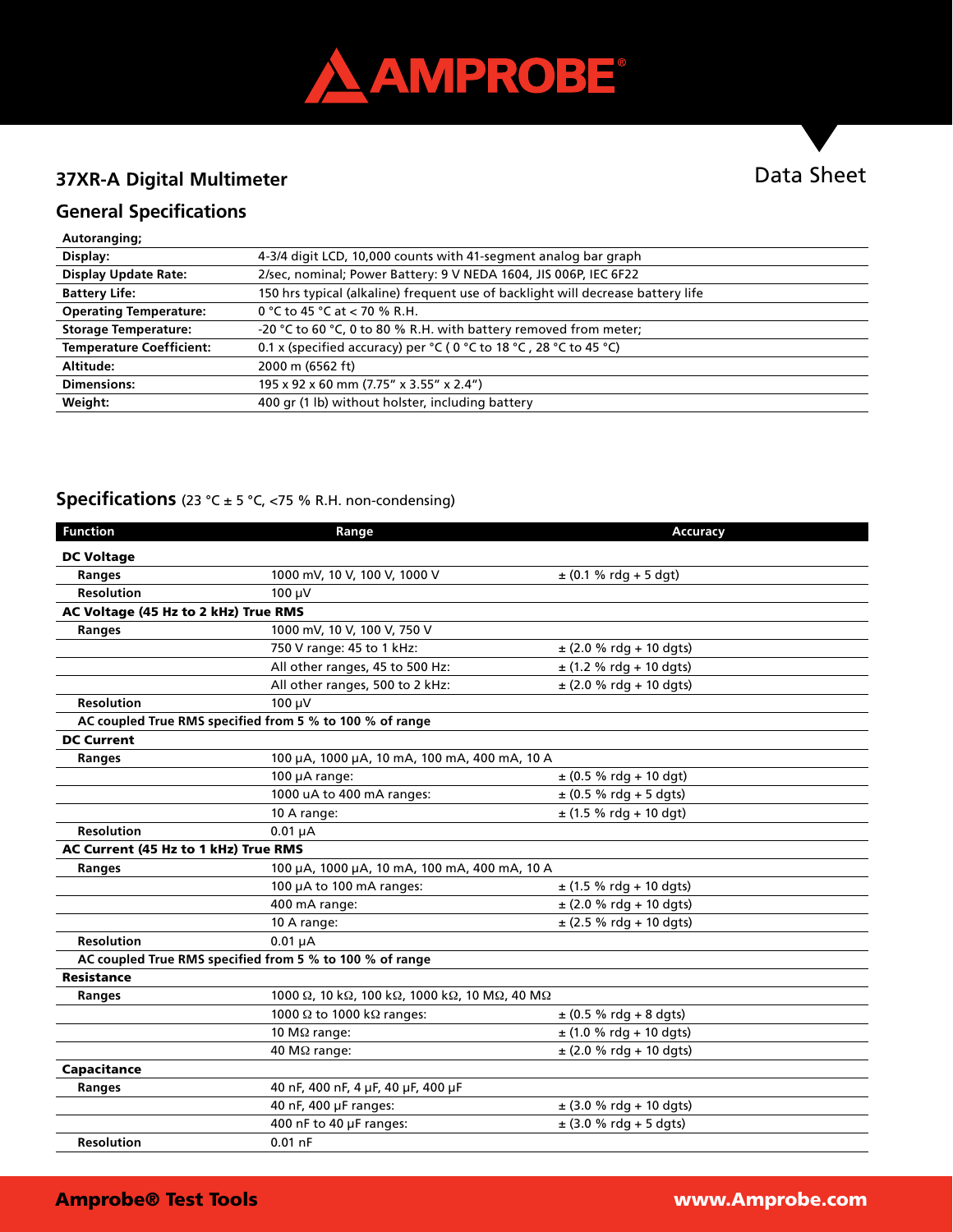## 37XR-A Digital Multimeter

Data Sheet

## General Specifications

| Autoranging; | |
|---|---|
| **Display:** | 4-3/4 digit LCD, 10,000 counts with 41-segment analog bar graph |
| **Display Update Rate:** | 2/sec, nominal; Power Battery: 9 V NEDA 1604, JIS 006P, IEC 6F22 |
| **Battery Life:** | 150 hrs typical (alkaline) frequent use of backlight will decrease battery life |
| **Operating Temperature:** | 0 °C to 45 °C at < 70 % R.H. |
| **Storage Temperature:** | -20 °C to 60 °C, 0 to 80 % R.H. with battery removed from meter; |
| **Temperature Coefficient:** | 0.1 x (specified accuracy) per °C ( 0 °C to 18 °C , 28 °C to 45 °C) |
| **Altitude:** | 2000 m (6562 ft) |
| **Dimensions:** | 195 x 92 x 60 mm (7.75" x 3.55" x 2.4") |
| **Weight:** | 400 gr (1 lb) without holster, including battery |

## Specifications (23 °C ± 5 °C, <75 % R.H. non-condensing)

| Function | Range | Accuracy |
|---|---|---|
| **DC Voltage** | | |
| **Ranges** | 1000 mV, 10 V, 100 V, 1000 V | ± (0.1 % rdg + 5 dgt) |
| **Resolution** | 100 µV | |
| **AC Voltage (45 Hz to 2 kHz) True RMS** | | |
| **Ranges** | 1000 mV, 10 V, 100 V, 750 V | |
| | 750 V range: 45 to 1 kHz: | ± (2.0 % rdg + 10 dgts) |
| | All other ranges, 45 to 500 Hz: | ± (1.2 % rdg + 10 dgts) |
| | All other ranges, 500 to 2 kHz: | ± (2.0 % rdg + 10 dgts) |
| **Resolution** | 100 µV | |
| **AC coupled True RMS specified from 5 % to 100 % of range** | | |
| **DC Current** | | |
| **Ranges** | 100 µA, 1000 µA, 10 mA, 100 mA, 400 mA, 10 A | |
| | 100 µA range: | ± (0.5 % rdg + 10 dgt) |
| | 1000 uA to 400 mA ranges: | ± (0.5 % rdg + 5 dgts) |
| | 10 A range: | ± (1.5 % rdg + 10 dgt) |
| **Resolution** | 0.01 µA | |
| **AC Current (45 Hz to 1 kHz) True RMS** | | |
| **Ranges** | 100 µA, 1000 µA, 10 mA, 100 mA, 400 mA, 10 A | |
| | 100 µA to 100 mA ranges: | ± (1.5 % rdg + 10 dgts) |
| | 400 mA range: | ± (2.0 % rdg + 10 dgts) |
| | 10 A range: | ± (2.5 % rdg + 10 dgts) |
| **Resolution** | 0.01 µA | |
| **AC coupled True RMS specified from 5 % to 100 % of range** | | |
| **Resistance** | | |
| **Ranges** | 1000 Ω, 10 kΩ, 100 kΩ, 1000 kΩ, 10 MΩ, 40 MΩ | |
| | 1000 Ω to 1000 kΩ ranges: | ± (0.5 % rdg + 8 dgts) |
| | 10 MΩ range: | ± (1.0 % rdg + 10 dgts) |
| | 40 MΩ range: | ± (2.0 % rdg + 10 dgts) |
| **Capacitance** | | |
| **Ranges** | 40 nF, 400 nF, 4 µF, 40 µF, 400 µF | |
| | 40 nF, 400 µF ranges: | ± (3.0 % rdg + 10 dgts) |
| | 400 nF to 40 µF ranges: | ± (3.0 % rdg + 5 dgts) |
| **Resolution** | 0.01 nF | |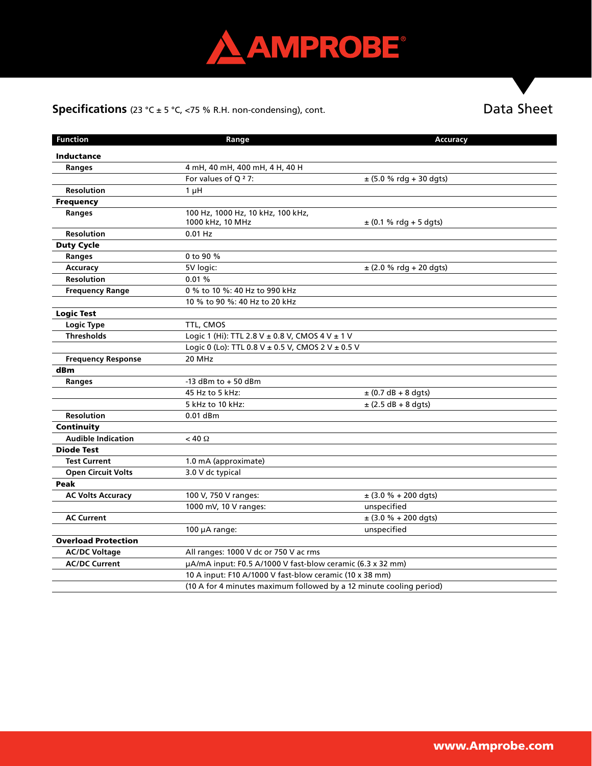## Specifications (23 °C ± 5 °C, <75 % R.H. non-condensing), cont.

Data Sheet

| Function | Range | Accuracy |
|---|---|---|
| **Inductance** | | |
| **Ranges** | 4 mH, 40 mH, 400 mH, 4 H, 40 H | |
| | For values of Q ² 7: | ± (5.0 % rdg + 30 dgts) |
| **Resolution** | 1 µH | |
| **Frequency** | | |
| **Ranges** | 100 Hz, 1000 Hz, 10 kHz, 100 kHz, 1000 kHz, 10 MHz | ± (0.1 % rdg + 5 dgts) |
| **Resolution** | 0.01 Hz | |
| **Duty Cycle** | | |
| **Ranges** | 0 to 90 % | |
| **Accuracy** | 5V logic: | ± (2.0 % rdg + 20 dgts) |
| **Resolution** | 0.01 % | |
| **Frequency Range** | 0 % to 10 %: 40 Hz to 990 kHz | |
| | 10 % to 90 %: 40 Hz to 20 kHz | |
| **Logic Test** | | |
| **Logic Type** | TTL, CMOS | |
| **Thresholds** | Logic 1 (Hi): TTL 2.8 V ± 0.8 V, CMOS 4 V ± 1 V | |
| | Logic 0 (Lo): TTL 0.8 V ± 0.5 V, CMOS 2 V ± 0.5 V | |
| **Frequency Response** | 20 MHz | |
| **dBm** | | |
| **Ranges** | -13 dBm to + 50 dBm | |
| | 45 Hz to 5 kHz: | ± (0.7 dB + 8 dgts) |
| | 5 kHz to 10 kHz: | ± (2.5 dB + 8 dgts) |
| **Resolution** | 0.01 dBm | |
| **Continuity** | | |
| **Audible Indication** | < 40 Ω | |
| **Diode Test** | | |
| **Test Current** | 1.0 mA (approximate) | |
| **Open Circuit Volts** | 3.0 V dc typical | |
| **Peak** | | |
| **AC Volts Accuracy** | 100 V, 750 V ranges: | ± (3.0 % + 200 dgts) |
| | 1000 mV, 10 V ranges: | unspecified |
| **AC Current** | | ± (3.0 % + 200 dgts) |
| | 100 µA range: | unspecified |
| **Overload Protection** | | |
| **AC/DC Voltage** | All ranges: 1000 V dc or 750 V ac rms | |
| **AC/DC Current** | µA/mA input: F0.5 A/1000 V fast-blow ceramic (6.3 x 32 mm) | |
| | 10 A input: F10 A/1000 V fast-blow ceramic (10 x 38 mm) | |
| | (10 A for 4 minutes maximum followed by a 12 minute cooling period) | |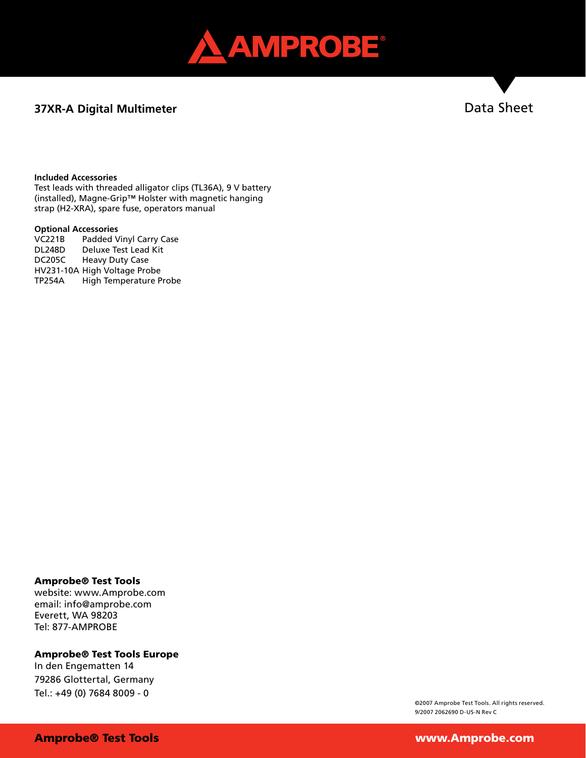**37XR-A Digital Multimeter**

Data Sheet

**Included Accessories**
Test leads with threaded alligator clips (TL36A), 9 V battery (installed), Magne-Grip™ Holster with magnetic hanging strap (H2-XRA), spare fuse, operators manual

**Optional Accessories**

| | |
|---|---|
| VC221B | Padded Vinyl Carry Case |
| DL248D | Deluxe Test Lead Kit |
| DC205C | Heavy Duty Case |
| HV231-10A | High Voltage Probe |
| TP254A | High Temperature Probe |

**Amprobe® Test Tools**
website: www.Amprobe.com
email: info@amprobe.com
Everett, WA 98203
Tel: 877-AMPROBE

**Amprobe® Test Tools Europe**
In den Engematten 14
79286 Glottertal, Germany
Tel.: +49 (0) 7684 8009 - 0

©2007 Amprobe Test Tools. All rights reserved.
9/2007 2062690 D-US-N Rev C